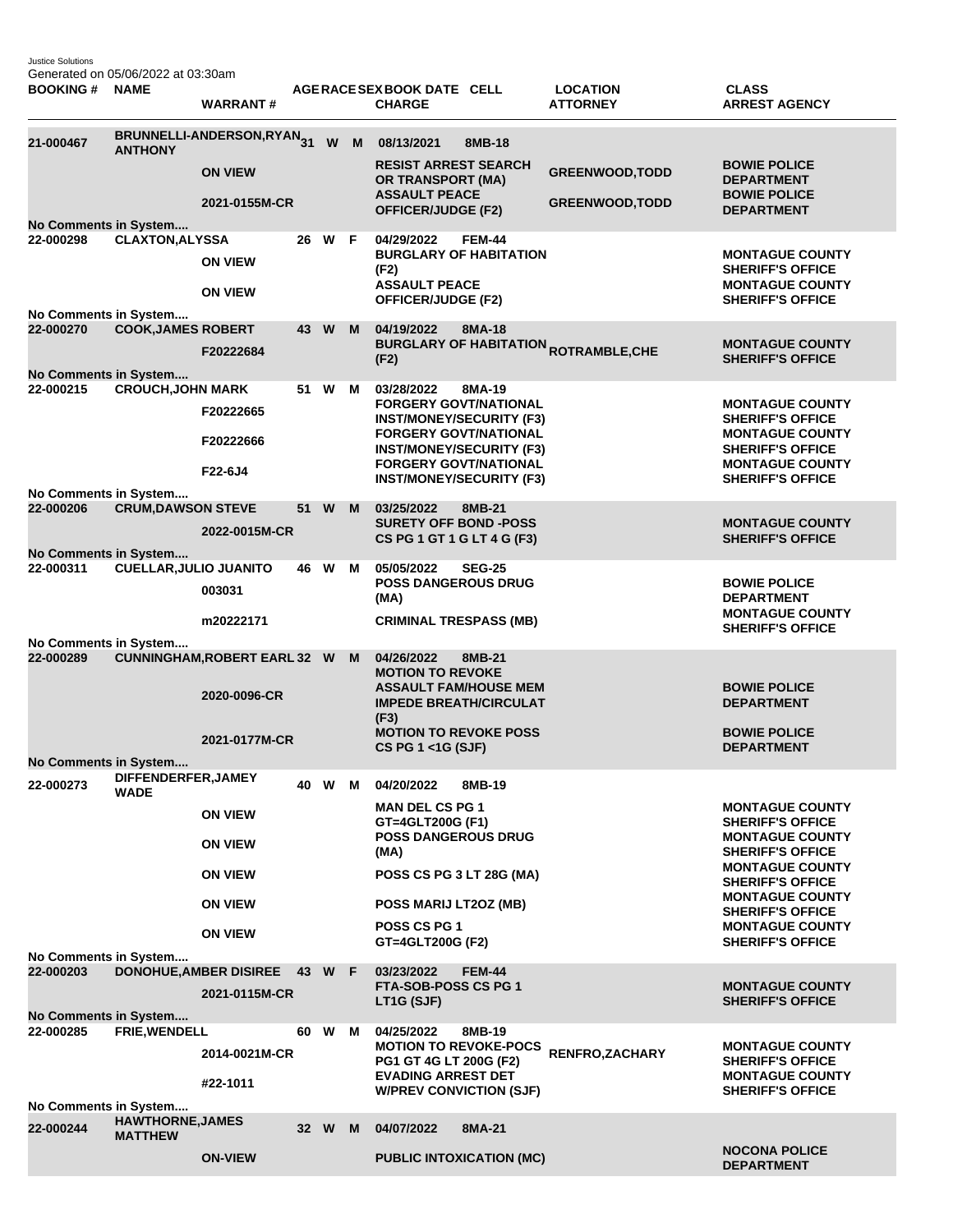Justice Solutions
Generated on 05/06/2022 at 03:30am

| BOOKING # | NAME | WARRANT # | AGE | RACE | SEX | BOOK DATE | CELL | CHARGE | LOCATION | ATTORNEY | CLASS | ARREST AGENCY |
|---|---|---|---|---|---|---|---|---|---|---|---|---|
| 21-000467 | BRUNNELLI-ANDERSON,RYAN ANTHONY | | 31 | W | M | 08/13/2021 | 8MB-18 | | | | | |
| | | ON VIEW | | | | | | RESIST ARREST SEARCH OR TRANSPORT (MA) | | GREENWOOD,TODD | | BOWIE POLICE DEPARTMENT |
| | | 2021-0155M-CR | | | | | | ASSAULT PEACE OFFICER/JUDGE (F2) | | GREENWOOD,TODD | | BOWIE POLICE DEPARTMENT |
| No Comments in System.... | | | | | | | | | | | | |
| 22-000298 | CLAXTON,ALYSSA | | 26 | W | F | 04/29/2022 | FEM-44 | | | | | |
| | | ON VIEW | | | | | | BURGLARY OF HABITATION (F2) | | | | MONTAGUE COUNTY SHERIFF'S OFFICE |
| | | ON VIEW | | | | | | ASSAULT PEACE OFFICER/JUDGE (F2) | | | | MONTAGUE COUNTY SHERIFF'S OFFICE |
| No Comments in System.... | | | | | | | | | | | | |
| 22-000270 | COOK,JAMES ROBERT | | 43 | W | M | 04/19/2022 | 8MA-18 | | | | | |
| | | F20222684 | | | | | | BURGLARY OF HABITATION (F2) | | ROTRAMBLE,CHE | | MONTAGUE COUNTY SHERIFF'S OFFICE |
| No Comments in System.... | | | | | | | | | | | | |
| 22-000215 | CROUCH,JOHN MARK | | 51 | W | M | 03/28/2022 | 8MA-19 | | | | | |
| | | F20222665 | | | | | | FORGERY GOVT/NATIONAL INST/MONEY/SECURITY (F3) | | | | MONTAGUE COUNTY SHERIFF'S OFFICE |
| | | F20222666 | | | | | | FORGERY GOVT/NATIONAL INST/MONEY/SECURITY (F3) | | | | MONTAGUE COUNTY SHERIFF'S OFFICE |
| | | F22-6J4 | | | | | | FORGERY GOVT/NATIONAL INST/MONEY/SECURITY (F3) | | | | MONTAGUE COUNTY SHERIFF'S OFFICE |
| No Comments in System.... | | | | | | | | | | | | |
| 22-000206 | CRUM,DAWSON STEVE | | 51 | W | M | 03/25/2022 | 8MB-21 | | | | | |
| | | 2022-0015M-CR | | | | | | SURETY OFF BOND -POSS CS PG 1 GT 1 G LT 4 G (F3) | | | | MONTAGUE COUNTY SHERIFF'S OFFICE |
| No Comments in System.... | | | | | | | | | | | | |
| 22-000311 | CUELLAR,JULIO JUANITO | | 46 | W | M | 05/05/2022 | SEG-25 | | | | | |
| | | 003031 | | | | | | POSS DANGEROUS DRUG (MA) | | | | BOWIE POLICE DEPARTMENT |
| | | m20222171 | | | | | | CRIMINAL TRESPASS (MB) | | | | MONTAGUE COUNTY SHERIFF'S OFFICE |
| No Comments in System.... | | | | | | | | | | | | |
| 22-000289 | CUNNINGHAM,ROBERT EARL | | 32 | W | M | 04/26/2022 | 8MB-21 | | | | | |
| | | 2020-0096-CR | | | | | | MOTION TO REVOKE ASSAULT FAM/HOUSE MEM IMPEDE BREATH/CIRCULAT (F3) | | | | BOWIE POLICE DEPARTMENT |
| | | 2021-0177M-CR | | | | | | MOTION TO REVOKE POSS CS PG 1 <1G (SJF) | | | | BOWIE POLICE DEPARTMENT |
| No Comments in System.... | | | | | | | | | | | | |
| 22-000273 | DIFFENDERFER,JAMEY WADE | | 40 | W | M | 04/20/2022 | 8MB-19 | | | | | |
| | | ON VIEW | | | | | | MAN DEL CS PG 1 GT=4GLT200G (F1) | | | | MONTAGUE COUNTY SHERIFF'S OFFICE |
| | | ON VIEW | | | | | | POSS DANGEROUS DRUG (MA) | | | | MONTAGUE COUNTY SHERIFF'S OFFICE |
| | | ON VIEW | | | | | | POSS CS PG 3 LT 28G (MA) | | | | MONTAGUE COUNTY SHERIFF'S OFFICE |
| | | ON VIEW | | | | | | POSS MARIJ LT2OZ (MB) | | | | MONTAGUE COUNTY SHERIFF'S OFFICE |
| | | ON VIEW | | | | | | POSS CS PG 1 GT=4GLT200G (F2) | | | | MONTAGUE COUNTY SHERIFF'S OFFICE |
| No Comments in System.... | | | | | | | | | | | | |
| 22-000203 | DONOHUE,AMBER DISIREE | | 43 | W | F | 03/23/2022 | FEM-44 | | | | | |
| | | 2021-0115M-CR | | | | | | FTA-SOB-POSS CS PG 1 LT1G (SJF) | | | | MONTAGUE COUNTY SHERIFF'S OFFICE |
| No Comments in System.... | | | | | | | | | | | | |
| 22-000285 | FRIE,WENDELL | | 60 | W | M | 04/25/2022 | 8MB-19 | | | | | |
| | | 2014-0021M-CR | | | | | | MOTION TO REVOKE-POCS PG1 GT 4G LT 200G (F2) | | RENFRO,ZACHARY | | MONTAGUE COUNTY SHERIFF'S OFFICE |
| | | #22-1011 | | | | | | EVADING ARREST DET W/PREV CONVICTION (SJF) | | | | MONTAGUE COUNTY SHERIFF'S OFFICE |
| No Comments in System.... | | | | | | | | | | | | |
| 22-000244 | HAWTHORNE,JAMES MATTHEW | | 32 | W | M | 04/07/2022 | 8MA-21 | | | | | |
| | | ON-VIEW | | | | | | PUBLIC INTOXICATION (MC) | | | | NOCONA POLICE DEPARTMENT |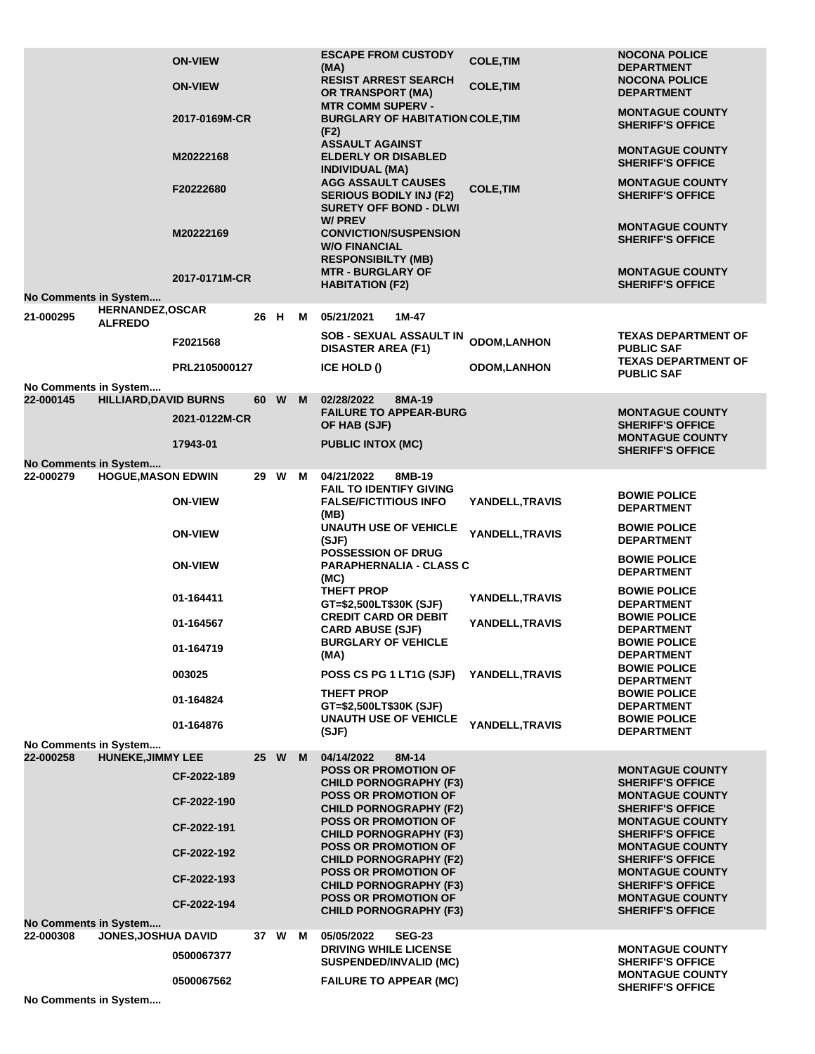| Booking # | Name | Age | Race | Sex | Case # / Date | Offense / Cell | Officer | Agency |
|---|---|---|---|---|---|---|---|---|
| | | | | | ON-VIEW | ESCAPE FROM CUSTODY (MA) | COLE,TIM | NOCONA POLICE DEPARTMENT |
| | | | | | ON-VIEW | RESIST ARREST SEARCH OR TRANSPORT (MA) | COLE,TIM | NOCONA POLICE DEPARTMENT |
| | | | | | 2017-0169M-CR | MTR COMM SUPERV - BURGLARY OF HABITATION (F2) | COLE,TIM | MONTAGUE COUNTY SHERIFF'S OFFICE |
| | | | | | M20222168 | ASSAULT AGAINST ELDERLY OR DISABLED INDIVIDUAL (MA) | | MONTAGUE COUNTY SHERIFF'S OFFICE |
| | | | | | F20222680 | AGG ASSAULT CAUSES SERIOUS BODILY INJ (F2) | COLE,TIM | MONTAGUE COUNTY SHERIFF'S OFFICE |
| | | | | | M20222169 | SURETY OFF BOND - DLWI W/ PREV CONVICTION/SUSPENSION W/O FINANCIAL RESPONSIBILTY (MB) | | MONTAGUE COUNTY SHERIFF'S OFFICE |
| | | | | | 2017-0171M-CR | MTR - BURGLARY OF HABITATION (F2) | | MONTAGUE COUNTY SHERIFF'S OFFICE |
| No Comments in System.... | | | | | | | | |
| 21-000295 | HERNANDEZ,OSCAR ALFREDO | 26 | H | M | 05/21/2021 | 1M-47 | | |
| | | | | | F2021568 | SOB - SEXUAL ASSAULT IN DISASTER AREA (F1) | ODOM,LANHON | TEXAS DEPARTMENT OF PUBLIC SAF |
| | | | | | PRL2105000127 | ICE HOLD () | ODOM,LANHON | TEXAS DEPARTMENT OF PUBLIC SAF |
| No Comments in System.... | | | | | | | | |
| 22-000145 | HILLIARD,DAVID BURNS | 60 | W | M | 02/28/2022 | 8MA-19 | | |
| | | | | | 2021-0122M-CR | FAILURE TO APPEAR-BURG OF HAB (SJF) | | MONTAGUE COUNTY SHERIFF'S OFFICE |
| | | | | | 17943-01 | PUBLIC INTOX (MC) | | MONTAGUE COUNTY SHERIFF'S OFFICE |
| No Comments in System.... | | | | | | | | |
| 22-000279 | HOGUE,MASON EDWIN | 29 | W | M | 04/21/2022 | 8MB-19 | | |
| | | | | | ON-VIEW | FAIL TO IDENTIFY GIVING FALSE/FICTITIOUS INFO (MB) | YANDELL,TRAVIS | BOWIE POLICE DEPARTMENT |
| | | | | | ON-VIEW | UNAUTH USE OF VEHICLE (SJF) | YANDELL,TRAVIS | BOWIE POLICE DEPARTMENT |
| | | | | | ON-VIEW | POSSESSION OF DRUG PARAPHERNALIA - CLASS C (MC) | | BOWIE POLICE DEPARTMENT |
| | | | | | 01-164411 | THEFT PROP GT=$2,500LT$30K (SJF) | YANDELL,TRAVIS | BOWIE POLICE DEPARTMENT |
| | | | | | 01-164567 | CREDIT CARD OR DEBIT CARD ABUSE (SJF) | YANDELL,TRAVIS | BOWIE POLICE DEPARTMENT |
| | | | | | 01-164719 | BURGLARY OF VEHICLE (MA) | | BOWIE POLICE DEPARTMENT |
| | | | | | 003025 | POSS CS PG 1 LT1G (SJF) | YANDELL,TRAVIS | BOWIE POLICE DEPARTMENT |
| | | | | | 01-164824 | THEFT PROP GT=$2,500LT$30K (SJF) | | BOWIE POLICE DEPARTMENT |
| | | | | | 01-164876 | UNAUTH USE OF VEHICLE (SJF) | YANDELL,TRAVIS | BOWIE POLICE DEPARTMENT |
| No Comments in System.... | | | | | | | | |
| 22-000258 | HUNEKE,JIMMY LEE | 25 | W | M | 04/14/2022 | 8M-14 | | |
| | | | | | CF-2022-189 | POSS OR PROMOTION OF CHILD PORNOGRAPHY (F3) | | MONTAGUE COUNTY SHERIFF'S OFFICE |
| | | | | | CF-2022-190 | POSS OR PROMOTION OF CHILD PORNOGRAPHY (F2) | | MONTAGUE COUNTY SHERIFF'S OFFICE |
| | | | | | CF-2022-191 | POSS OR PROMOTION OF CHILD PORNOGRAPHY (F3) | | MONTAGUE COUNTY SHERIFF'S OFFICE |
| | | | | | CF-2022-192 | POSS OR PROMOTION OF CHILD PORNOGRAPHY (F2) | | MONTAGUE COUNTY SHERIFF'S OFFICE |
| | | | | | CF-2022-193 | POSS OR PROMOTION OF CHILD PORNOGRAPHY (F3) | | MONTAGUE COUNTY SHERIFF'S OFFICE |
| | | | | | CF-2022-194 | POSS OR PROMOTION OF CHILD PORNOGRAPHY (F3) | | MONTAGUE COUNTY SHERIFF'S OFFICE |
| No Comments in System.... | | | | | | | | |
| 22-000308 | JONES,JOSHUA DAVID | 37 | W | M | 05/05/2022 | SEG-23 | | |
| | | | | | 0500067377 | DRIVING WHILE LICENSE SUSPENDED/INVALID (MC) | | MONTAGUE COUNTY SHERIFF'S OFFICE |
| | | | | | 0500067562 | FAILURE TO APPEAR (MC) | | MONTAGUE COUNTY SHERIFF'S OFFICE |
| No Comments in System.... | | | | | | | | |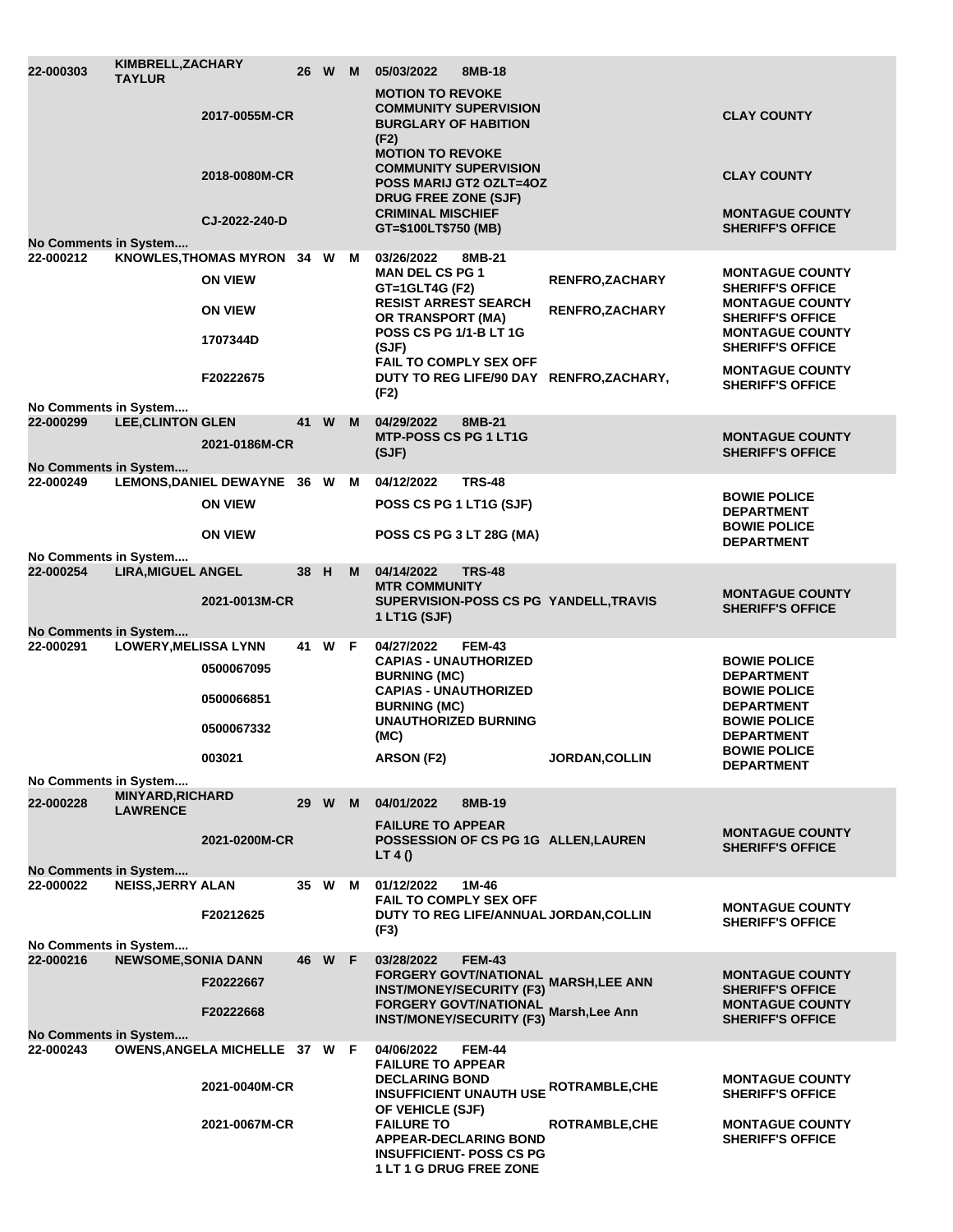| Booking # | Name | Case # | Age | Race | Sex | Date | Cell | Charge | Officer | Agency |
|---|---|---|---|---|---|---|---|---|---|---|
| 22-000303 | KIMBRELL,ZACHARY TAYLUR | | 26 | W | M | 05/03/2022 | 8MB-18 | | | |
| | | 2017-0055M-CR | | | | | | MOTION TO REVOKE COMMUNITY SUPERVISION BURGLARY OF HABITION (F2) | | CLAY COUNTY |
| | | 2018-0080M-CR | | | | | | MOTION TO REVOKE COMMUNITY SUPERVISION POSS MARIJ GT2 OZLT=4OZ DRUG FREE ZONE (SJF) | | CLAY COUNTY |
| | | CJ-2022-240-D | | | | | | CRIMINAL MISCHIEF GT=$100LT$750 (MB) | | MONTAGUE COUNTY SHERIFF'S OFFICE |
| No Comments in System.... | | | | | | | | | | |
| 22-000212 | KNOWLES,THOMAS MYRON | | 34 | W | M | 03/26/2022 | 8MB-21 | | | |
| | | ON VIEW | | | | | | MAN DEL CS PG 1 GT=1GLT4G (F2) | RENFRO,ZACHARY | MONTAGUE COUNTY SHERIFF'S OFFICE |
| | | ON VIEW | | | | | | RESIST ARREST SEARCH OR TRANSPORT (MA) | RENFRO,ZACHARY | MONTAGUE COUNTY SHERIFF'S OFFICE |
| | | 1707344D | | | | | | POSS CS PG 1/1-B LT 1G (SJF) | | MONTAGUE COUNTY SHERIFF'S OFFICE |
| | | F20222675 | | | | | | FAIL TO COMPLY SEX OFF DUTY TO REG LIFE/90 DAY (F2) | RENFRO,ZACHARY, | MONTAGUE COUNTY SHERIFF'S OFFICE |
| No Comments in System.... | | | | | | | | | | |
| 22-000299 | LEE,CLINTON GLEN | | 41 | W | M | 04/29/2022 | 8MB-21 | | | |
| | | 2021-0186M-CR | | | | | | MTP-POSS CS PG 1 LT1G (SJF) | | MONTAGUE COUNTY SHERIFF'S OFFICE |
| No Comments in System.... | | | | | | | | | | |
| 22-000249 | LEMONS,DANIEL DEWAYNE | | 36 | W | M | 04/12/2022 | TRS-48 | | | |
| | | ON VIEW | | | | | | POSS CS PG 1 LT1G (SJF) | | BOWIE POLICE DEPARTMENT |
| | | ON VIEW | | | | | | POSS CS PG 3 LT 28G (MA) | | BOWIE POLICE DEPARTMENT |
| No Comments in System.... | | | | | | | | | | |
| 22-000254 | LIRA,MIGUEL ANGEL | | 38 | H | M | 04/14/2022 | TRS-48 | | | |
| | | 2021-0013M-CR | | | | | | MTR COMMUNITY SUPERVISION-POSS CS PG 1 LT1G (SJF) | YANDELL,TRAVIS | MONTAGUE COUNTY SHERIFF'S OFFICE |
| No Comments in System.... | | | | | | | | | | |
| 22-000291 | LOWERY,MELISSA LYNN | | 41 | W | F | 04/27/2022 | FEM-43 | | | |
| | | 0500067095 | | | | | | CAPIAS - UNAUTHORIZED BURNING (MC) | | BOWIE POLICE DEPARTMENT |
| | | 0500066851 | | | | | | CAPIAS - UNAUTHORIZED BURNING (MC) | | BOWIE POLICE DEPARTMENT |
| | | 0500067332 | | | | | | UNAUTHORIZED BURNING (MC) | | BOWIE POLICE DEPARTMENT |
| | | 003021 | | | | | | ARSON (F2) | JORDAN,COLLIN | BOWIE POLICE DEPARTMENT |
| No Comments in System.... | | | | | | | | | | |
| 22-000228 | MINYARD,RICHARD LAWRENCE | | 29 | W | M | 04/01/2022 | 8MB-19 | | | |
| | | 2021-0200M-CR | | | | | | FAILURE TO APPEAR POSSESSION OF CS PG 1G LT 4 () | ALLEN,LAUREN | MONTAGUE COUNTY SHERIFF'S OFFICE |
| No Comments in System.... | | | | | | | | | | |
| 22-000022 | NEISS,JERRY ALAN | | 35 | W | M | 01/12/2022 | 1M-46 | | | |
| | | F20212625 | | | | | | FAIL TO COMPLY SEX OFF DUTY TO REG LIFE/ANNUAL (F3) | JORDAN,COLLIN | MONTAGUE COUNTY SHERIFF'S OFFICE |
| No Comments in System.... | | | | | | | | | | |
| 22-000216 | NEWSOME,SONIA DANN | | 46 | W | F | 03/28/2022 | FEM-43 | | | |
| | | F20222667 | | | | | | FORGERY GOVT/NATIONAL INST/MONEY/SECURITY (F3) | MARSH,LEE ANN | MONTAGUE COUNTY SHERIFF'S OFFICE |
| | | F20222668 | | | | | | FORGERY GOVT/NATIONAL INST/MONEY/SECURITY (F3) | Marsh,Lee Ann | MONTAGUE COUNTY SHERIFF'S OFFICE |
| No Comments in System.... | | | | | | | | | | |
| 22-000243 | OWENS,ANGELA MICHELLE | | 37 | W | F | 04/06/2022 | FEM-44 | | | |
| | | 2021-0040M-CR | | | | | | FAILURE TO APPEAR DECLARING BOND INSUFFICIENT UNAUTH USE OF VEHICLE (SJF) | ROTRAMBLE,CHE | MONTAGUE COUNTY SHERIFF'S OFFICE |
| | | 2021-0067M-CR | | | | | | FAILURE TO APPEAR-DECLARING BOND INSUFFICIENT- POSS CS PG 1 LT 1 G DRUG FREE ZONE | ROTRAMBLE,CHE | MONTAGUE COUNTY SHERIFF'S OFFICE |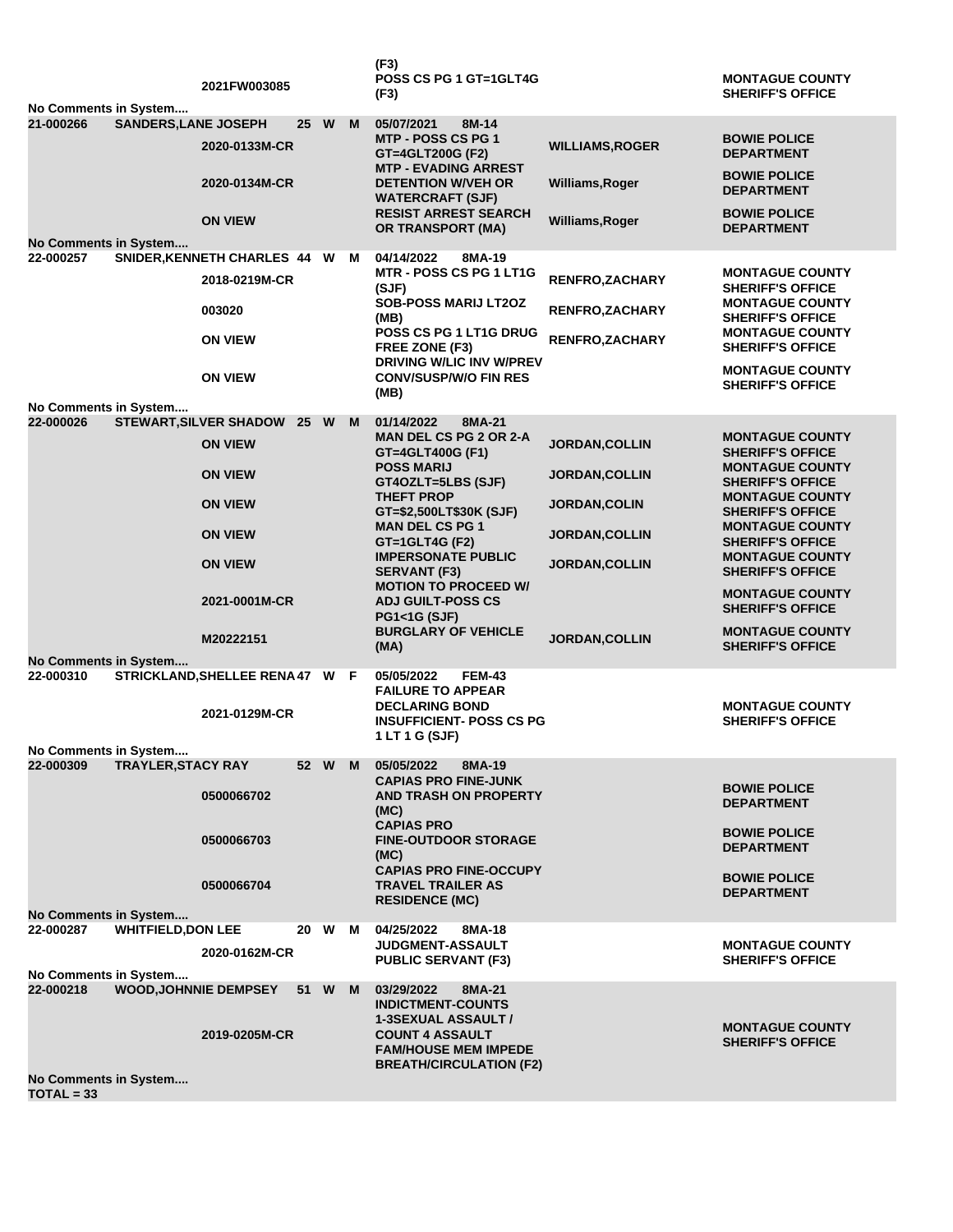| | | | | | | | | |
|---|---|---|---|---|---|---|---|---|
| | | 2021FW003085 | | | | (F3)<br>POSS CS PG 1 GT=1GLT4G (F3) | | MONTAGUE COUNTY SHERIFF'S OFFICE |
| No Comments in System.... | | | | | | | | |
| 21-000266 | SANDERS,LANE JOSEPH | | 25 | W | M | 05/07/2021 8M-14 | | |
| | | 2020-0133M-CR | | | | MTP - POSS CS PG 1 GT=4GLT200G (F2) | WILLIAMS,ROGER | BOWIE POLICE DEPARTMENT |
| | | 2020-0134M-CR | | | | MTP - EVADING ARREST DETENTION W/VEH OR WATERCRAFT (SJF) | Williams,Roger | BOWIE POLICE DEPARTMENT |
| | | ON VIEW | | | | RESIST ARREST SEARCH OR TRANSPORT (MA) | Williams,Roger | BOWIE POLICE DEPARTMENT |
| No Comments in System.... | | | | | | | | |
| 22-000257 | SNIDER,KENNETH CHARLES | | 44 | W | M | 04/14/2022 8MA-19 | | |
| | | 2018-0219M-CR | | | | MTR - POSS CS PG 1 LT1G (SJF) | RENFRO,ZACHARY | MONTAGUE COUNTY SHERIFF'S OFFICE |
| | | 003020 | | | | SOB-POSS MARIJ LT2OZ (MB) | RENFRO,ZACHARY | MONTAGUE COUNTY SHERIFF'S OFFICE |
| | | ON VIEW | | | | POSS CS PG 1 LT1G DRUG FREE ZONE (F3) | RENFRO,ZACHARY | MONTAGUE COUNTY SHERIFF'S OFFICE |
| | | ON VIEW | | | | DRIVING W/LIC INV W/PREV CONV/SUSP/W/O FIN RES (MB) | | MONTAGUE COUNTY SHERIFF'S OFFICE |
| No Comments in System.... | | | | | | | | |
| 22-000026 | STEWART,SILVER SHADOW | | 25 | W | M | 01/14/2022 8MA-21 | | |
| | | ON VIEW | | | | MAN DEL CS PG 2 OR 2-A GT=4GLT400G (F1) | JORDAN,COLLIN | MONTAGUE COUNTY SHERIFF'S OFFICE |
| | | ON VIEW | | | | POSS MARIJ GT4OZLT=5LBS (SJF) | JORDAN,COLLIN | MONTAGUE COUNTY SHERIFF'S OFFICE |
| | | ON VIEW | | | | THEFT PROP GT=$2,500LT$30K (SJF) | JORDAN,COLIN | MONTAGUE COUNTY SHERIFF'S OFFICE |
| | | ON VIEW | | | | MAN DEL CS PG 1 GT=1GLT4G (F2) | JORDAN,COLLIN | MONTAGUE COUNTY SHERIFF'S OFFICE |
| | | ON VIEW | | | | IMPERSONATE PUBLIC SERVANT (F3) | JORDAN,COLLIN | MONTAGUE COUNTY SHERIFF'S OFFICE |
| | | 2021-0001M-CR | | | | MOTION TO PROCEED W/ ADJ GUILT-POSS CS PG1<1G (SJF) | | MONTAGUE COUNTY SHERIFF'S OFFICE |
| | | M20222151 | | | | BURGLARY OF VEHICLE (MA) | JORDAN,COLLIN | MONTAGUE COUNTY SHERIFF'S OFFICE |
| No Comments in System.... | | | | | | | | |
| 22-000310 | STRICKLAND,SHELLEE RENA | | 47 | W | F | 05/05/2022 FEM-43 | | |
| | | 2021-0129M-CR | | | | FAILURE TO APPEAR DECLARING BOND INSUFFICIENT- POSS CS PG 1 LT 1 G (SJF) | | MONTAGUE COUNTY SHERIFF'S OFFICE |
| No Comments in System.... | | | | | | | | |
| 22-000309 | TRAYLER,STACY RAY | | 52 | W | M | 05/05/2022 8MA-19 | | |
| | | 0500066702 | | | | CAPIAS PRO FINE-JUNK AND TRASH ON PROPERTY (MC) | | BOWIE POLICE DEPARTMENT |
| | | 0500066703 | | | | CAPIAS PRO FINE-OUTDOOR STORAGE (MC) | | BOWIE POLICE DEPARTMENT |
| | | 0500066704 | | | | CAPIAS PRO FINE-OCCUPY TRAVEL TRAILER AS RESIDENCE (MC) | | BOWIE POLICE DEPARTMENT |
| No Comments in System.... | | | | | | | | |
| 22-000287 | WHITFIELD,DON LEE | | 20 | W | M | 04/25/2022 8MA-18 | | |
| | | 2020-0162M-CR | | | | JUDGMENT-ASSAULT PUBLIC SERVANT (F3) | | MONTAGUE COUNTY SHERIFF'S OFFICE |
| No Comments in System.... | | | | | | | | |
| 22-000218 | WOOD,JOHNNIE DEMPSEY | | 51 | W | M | 03/29/2022 8MA-21 | | |
| | | 2019-0205M-CR | | | | INDICTMENT-COUNTS 1-3SEXUAL ASSAULT / COUNT 4 ASSAULT FAM/HOUSE MEM IMPEDE BREATH/CIRCULATION (F2) | | MONTAGUE COUNTY SHERIFF'S OFFICE |
| No Comments in System.... | | | | | | | | |
| TOTAL = 33 | | | | | | | | |